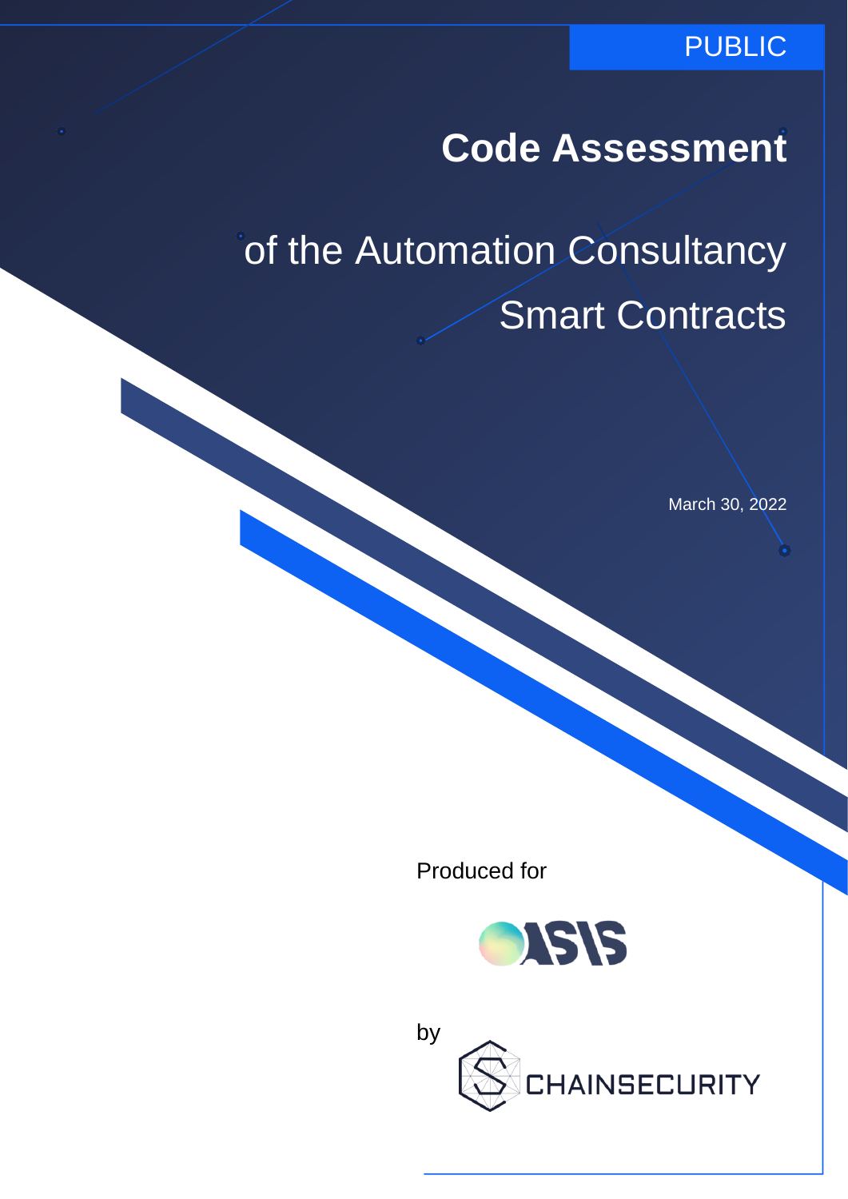PUBLIC

# Code Assessment

## of the Automation Consultancy Smart Contracts

March 30, 2022

Produced for

OASIS

by

CHAINSECURITY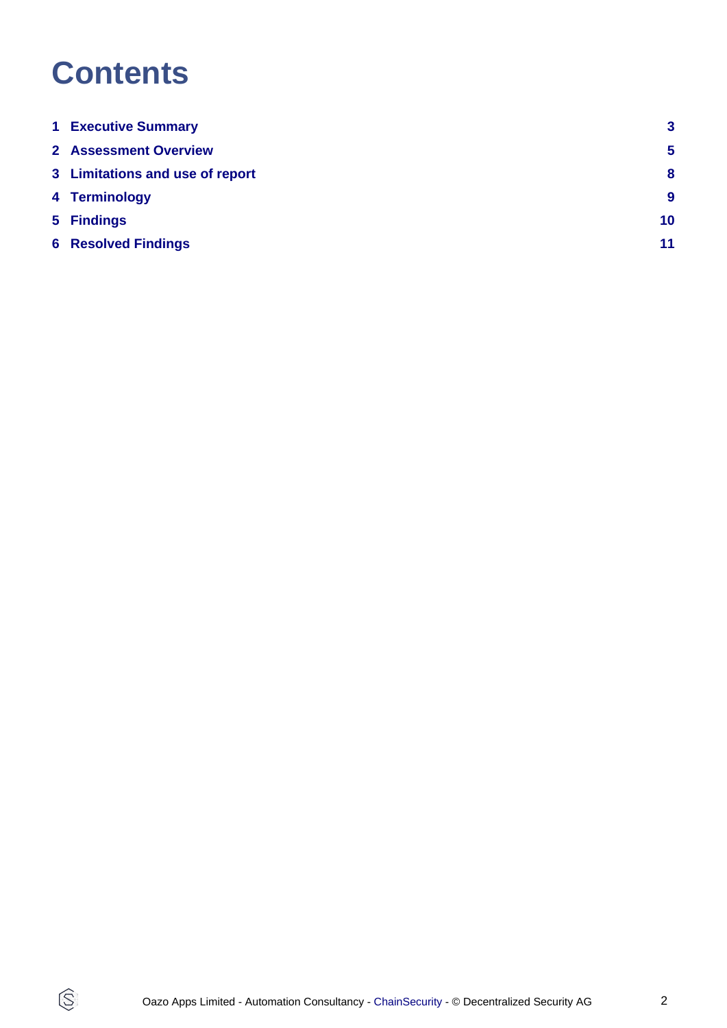# Contents

| | | |
|---|---|---|
| 1 | Executive Summary | 3 |
| 2 | Assessment Overview | 5 |
| 3 | Limitations and use of report | 8 |
| 4 | Terminology | 9 |
| 5 | Findings | 10 |
| 6 | Resolved Findings | 11 |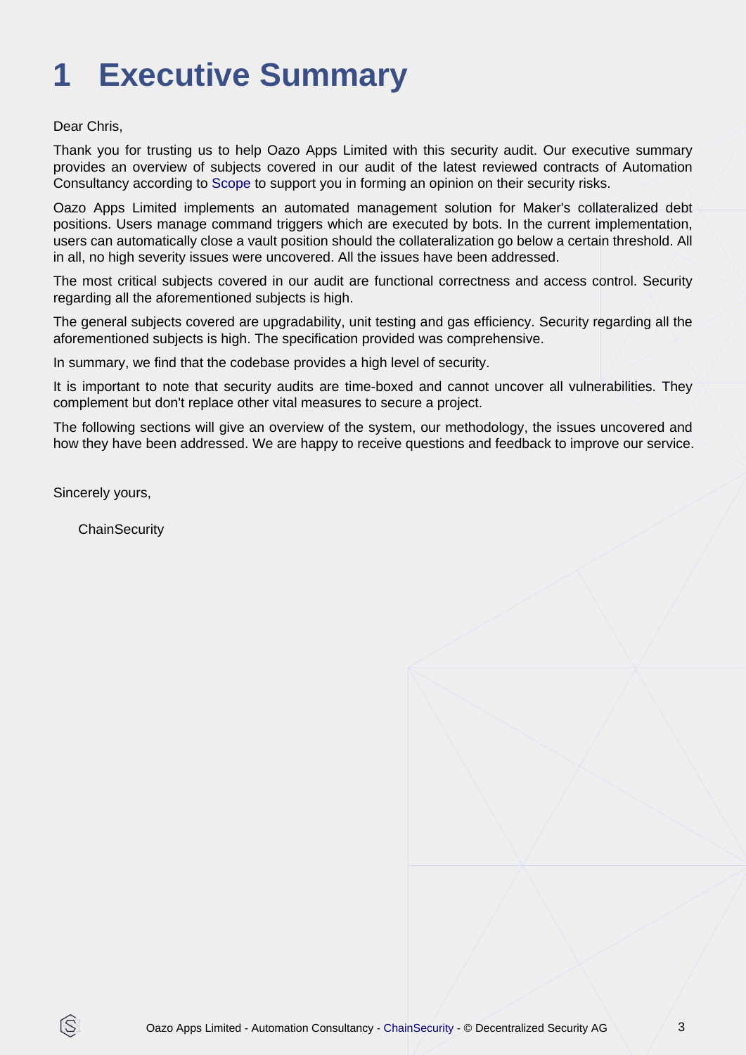# 1 Executive Summary

Dear Chris,

Thank you for trusting us to help Oazo Apps Limited with this security audit. Our executive summary provides an overview of subjects covered in our audit of the latest reviewed contracts of Automation Consultancy according to Scope to support you in forming an opinion on their security risks.

Oazo Apps Limited implements an automated management solution for Maker's collateralized debt positions. Users manage command triggers which are executed by bots. In the current implementation, users can automatically close a vault position should the collateralization go below a certain threshold. All in all, no high severity issues were uncovered. All the issues have been addressed.

The most critical subjects covered in our audit are functional correctness and access control. Security regarding all the aforementioned subjects is high.

The general subjects covered are upgradability, unit testing and gas efficiency. Security regarding all the aforementioned subjects is high. The specification provided was comprehensive.

In summary, we find that the codebase provides a high level of security.

It is important to note that security audits are time-boxed and cannot uncover all vulnerabilities. They complement but don't replace other vital measures to secure a project.

The following sections will give an overview of the system, our methodology, the issues uncovered and how they have been addressed. We are happy to receive questions and feedback to improve our service.

Sincerely yours,

ChainSecurity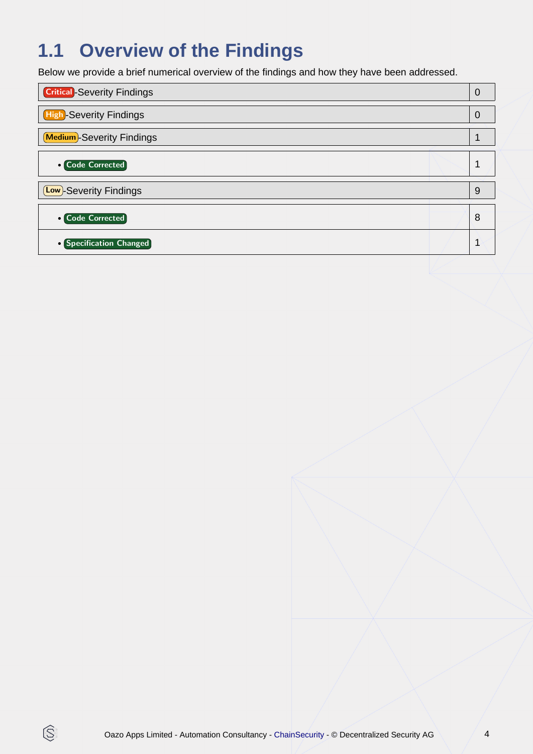## 1.1 Overview of the Findings

Below we provide a brief numerical overview of the findings and how they have been addressed.

| Findings | Count |
|---|---|
| Critical-Severity Findings | 0 |
| High-Severity Findings | 0 |
| Medium-Severity Findings | 1 |
| • Code Corrected | 1 |
| Low-Severity Findings | 9 |
| • Code Corrected | 8 |
| • Specification Changed | 1 |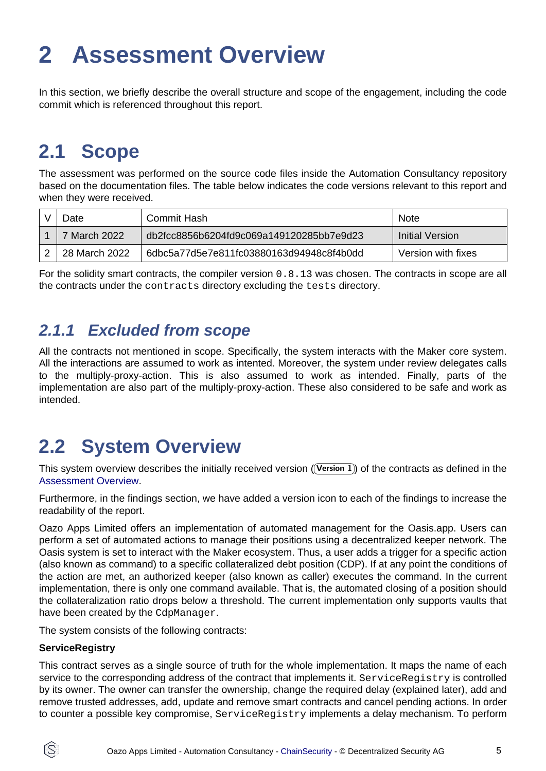# 2 Assessment Overview

In this section, we briefly describe the overall structure and scope of the engagement, including the code commit which is referenced throughout this report.

## 2.1 Scope

The assessment was performed on the source code files inside the Automation Consultancy repository based on the documentation files. The table below indicates the code versions relevant to this report and when they were received.

| V | Date | Commit Hash | Note |
|---|---|---|---|
| 1 | 7 March 2022 | db2fcc8856b6204fd9c069a149120285bb7e9d23 | Initial Version |
| 2 | 28 March 2022 | 6dbc5a77d5e7e811fc03880163d94948c8f4b0dd | Version with fixes |

For the solidity smart contracts, the compiler version `0.8.13` was chosen. The contracts in scope are all the contracts under the `contracts` directory excluding the `tests` directory.

### *2.1.1 Excluded from scope*

All the contracts not mentioned in scope. Specifically, the system interacts with the Maker core system. All the interactions are assumed to work as intented. Moreover, the system under review delegates calls to the multiply-proxy-action. This is also assumed to work as intended. Finally, parts of the implementation are also part of the multiply-proxy-action. These also considered to be safe and work as intended.

## 2.2 System Overview

This system overview describes the initially received version (Version 1) of the contracts as defined in the Assessment Overview.

Furthermore, in the findings section, we have added a version icon to each of the findings to increase the readability of the report.

Oazo Apps Limited offers an implementation of automated management for the Oasis.app. Users can perform a set of automated actions to manage their positions using a decentralized keeper network. The Oasis system is set to interact with the Maker ecosystem. Thus, a user adds a trigger for a specific action (also known as command) to a specific collateralized debt position (CDP). If at any point the conditions of the action are met, an authorized keeper (also known as caller) executes the command. In the current implementation, there is only one command available. That is, the automated closing of a position should the collateralization ratio drops below a threshold. The current implementation only supports vaults that have been created by the `CdpManager`.

The system consists of the following contracts:

**ServiceRegistry**

This contract serves as a single source of truth for the whole implementation. It maps the name of each service to the corresponding address of the contract that implements it. `ServiceRegistry` is controlled by its owner. The owner can transfer the ownership, change the required delay (explained later), add and remove trusted addresses, add, update and remove smart contracts and cancel pending actions. In order to counter a possible key compromise, `ServiceRegistry` implements a delay mechanism. To perform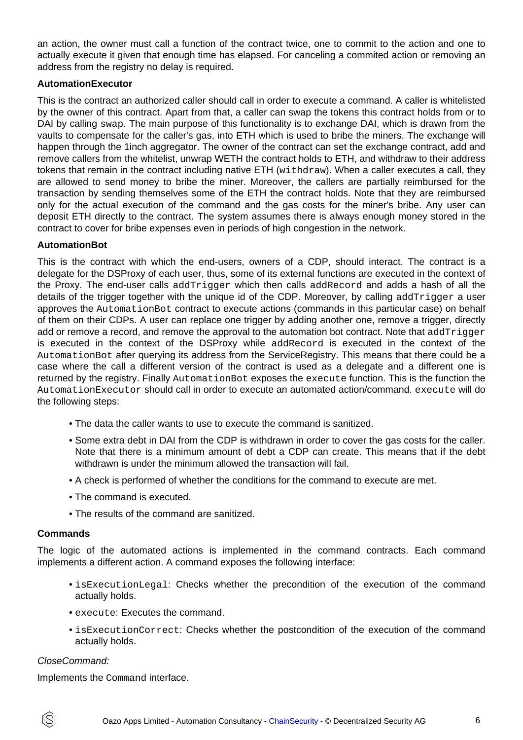an action, the owner must call a function of the contract twice, one to commit to the action and one to actually execute it given that enough time has elapsed. For canceling a commited action or removing an address from the registry no delay is required.

**AutomationExecutor**

This is the contract an authorized caller should call in order to execute a command. A caller is whitelisted by the owner of this contract. Apart from that, a caller can swap the tokens this contract holds from or to DAI by calling `swap`. The main purpose of this functionality is to exchange DAI, which is drawn from the vaults to compensate for the caller's gas, into ETH which is used to bribe the miners. The exchange will happen through the 1inch aggregator. The owner of the contract can set the exchange contract, add and remove callers from the whitelist, unwrap WETH the contract holds to ETH, and withdraw to their address tokens that remain in the contract including native ETH (`withdraw`). When a caller executes a call, they are allowed to send money to bribe the miner. Moreover, the callers are partially reimbursed for the transaction by sending themselves some of the ETH the contract holds. Note that they are reimbursed only for the actual execution of the command and the gas costs for the miner's bribe. Any user can deposit ETH directly to the contract. The system assumes there is always enough money stored in the contract to cover for bribe expenses even in periods of high congestion in the network.

**AutomationBot**

This is the contract with which the end-users, owners of a CDP, should interact. The contract is a delegate for the DSProxy of each user, thus, some of its external functions are executed in the context of the Proxy. The end-user calls `addTrigger` which then calls `addRecord` and adds a hash of all the details of the trigger together with the unique id of the CDP. Moreover, by calling `addTrigger` a user approves the `AutomationBot` contract to execute actions (commands in this particular case) on behalf of them on their CDPs. A user can replace one trigger by adding another one, remove a trigger, directly add or remove a record, and remove the approval to the automation bot contract. Note that `addTrigger` is executed in the context of the DSProxy while `addRecord` is executed in the context of the `AutomationBot` after querying its address from the ServiceRegistry. This means that there could be a case where the call a different version of the contract is used as a delegate and a different one is returned by the registry. Finally `AutomationBot` exposes the `execute` function. This is the function the `AutomationExecutor` should call in order to execute an automated action/command. `execute` will do the following steps:

- The data the caller wants to use to execute the command is sanitized.
- Some extra debt in DAI from the CDP is withdrawn in order to cover the gas costs for the caller. Note that there is a minimum amount of debt a CDP can create. This means that if the debt withdrawn is under the minimum allowed the transaction will fail.
- A check is performed of whether the conditions for the command to execute are met.
- The command is executed.
- The results of the command are sanitized.

**Commands**

The logic of the automated actions is implemented in the command contracts. Each command implements a different action. A command exposes the following interface:

- `isExecutionLegal`: Checks whether the precondition of the execution of the command actually holds.
- `execute`: Executes the command.
- `isExecutionCorrect`: Checks whether the postcondition of the execution of the command actually holds.

*CloseCommand:*

Implements the `Command` interface.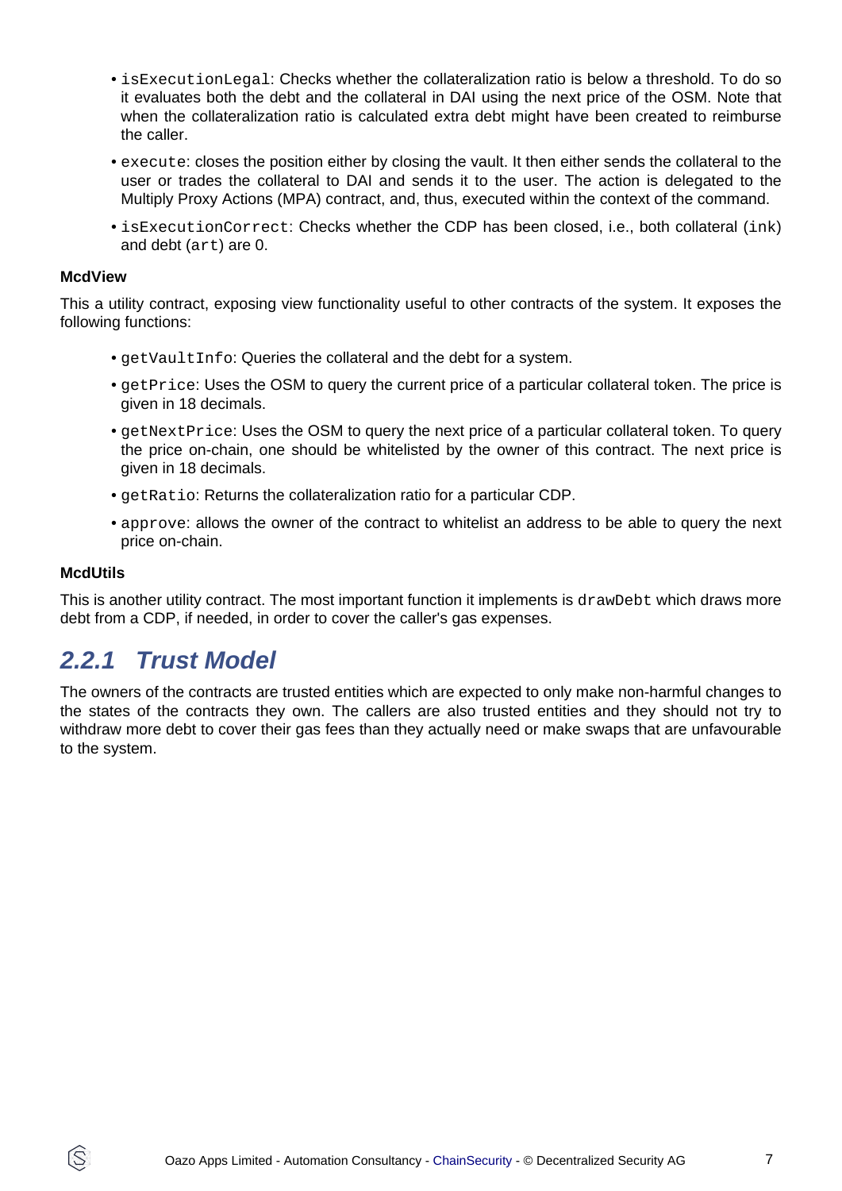- `isExecutionLegal`: Checks whether the collateralization ratio is below a threshold. To do so it evaluates both the debt and the collateral in DAI using the next price of the OSM. Note that when the collateralization ratio is calculated extra debt might have been created to reimburse the caller.
- `execute`: closes the position either by closing the vault. It then either sends the collateral to the user or trades the collateral to DAI and sends it to the user. The action is delegated to the Multiply Proxy Actions (MPA) contract, and, thus, executed within the context of the command.
- `isExecutionCorrect`: Checks whether the CDP has been closed, i.e., both collateral (`ink`) and debt (`art`) are 0.

**McdView**

This a utility contract, exposing view functionality useful to other contracts of the system. It exposes the following functions:

- `getVaultInfo`: Queries the collateral and the debt for a system.
- `getPrice`: Uses the OSM to query the current price of a particular collateral token. The price is given in 18 decimals.
- `getNextPrice`: Uses the OSM to query the next price of a particular collateral token. To query the price on-chain, one should be whitelisted by the owner of this contract. The next price is given in 18 decimals.
- `getRatio`: Returns the collateralization ratio for a particular CDP.
- `approve`: allows the owner of the contract to whitelist an address to be able to query the next price on-chain.

**McdUtils**

This is another utility contract. The most important function it implements is `drawDebt` which draws more debt from a CDP, if needed, in order to cover the caller's gas expenses.

### 2.2.1 Trust Model

The owners of the contracts are trusted entities which are expected to only make non-harmful changes to the states of the contracts they own. The callers are also trusted entities and they should not try to withdraw more debt to cover their gas fees than they actually need or make swaps that are unfavourable to the system.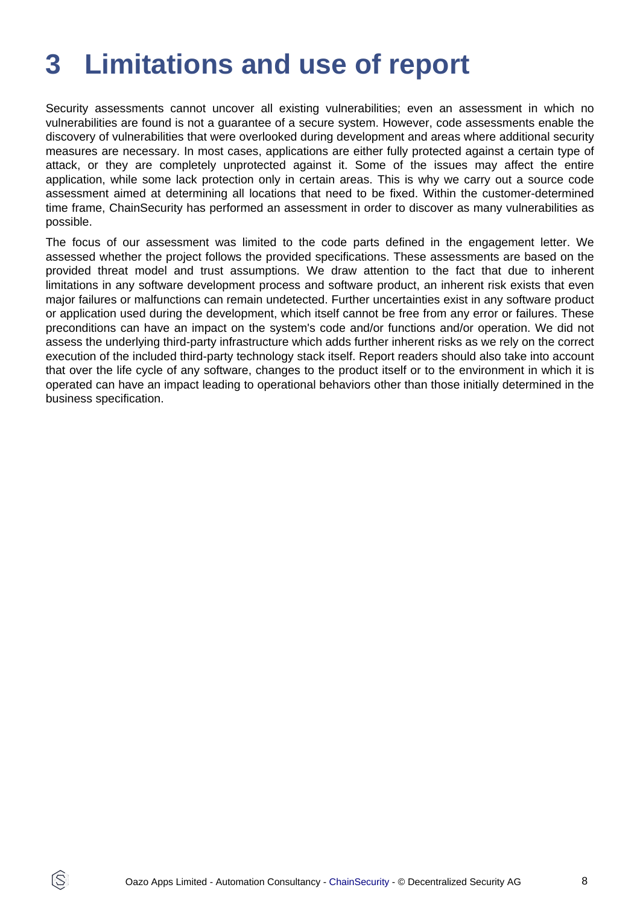# 3 Limitations and use of report

Security assessments cannot uncover all existing vulnerabilities; even an assessment in which no vulnerabilities are found is not a guarantee of a secure system. However, code assessments enable the discovery of vulnerabilities that were overlooked during development and areas where additional security measures are necessary. In most cases, applications are either fully protected against a certain type of attack, or they are completely unprotected against it. Some of the issues may affect the entire application, while some lack protection only in certain areas. This is why we carry out a source code assessment aimed at determining all locations that need to be fixed. Within the customer-determined time frame, ChainSecurity has performed an assessment in order to discover as many vulnerabilities as possible.

The focus of our assessment was limited to the code parts defined in the engagement letter. We assessed whether the project follows the provided specifications. These assessments are based on the provided threat model and trust assumptions. We draw attention to the fact that due to inherent limitations in any software development process and software product, an inherent risk exists that even major failures or malfunctions can remain undetected. Further uncertainties exist in any software product or application used during the development, which itself cannot be free from any error or failures. These preconditions can have an impact on the system's code and/or functions and/or operation. We did not assess the underlying third-party infrastructure which adds further inherent risks as we rely on the correct execution of the included third-party technology stack itself. Report readers should also take into account that over the life cycle of any software, changes to the product itself or to the environment in which it is operated can have an impact leading to operational behaviors other than those initially determined in the business specification.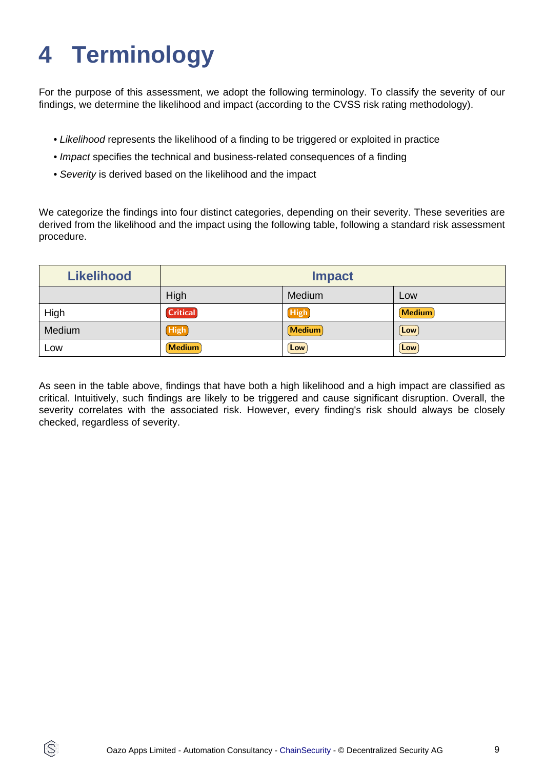# 4 Terminology

For the purpose of this assessment, we adopt the following terminology. To classify the severity of our findings, we determine the likelihood and impact (according to the CVSS risk rating methodology).

- *Likelihood* represents the likelihood of a finding to be triggered or exploited in practice
- *Impact* specifies the technical and business-related consequences of a finding
- *Severity* is derived based on the likelihood and the impact

We categorize the findings into four distinct categories, depending on their severity. These severities are derived from the likelihood and the impact using the following table, following a standard risk assessment procedure.

| Likelihood | Impact | | |
|---|---|---|---|
| | High | Medium | Low |
| High | Critical | High | Medium |
| Medium | High | Medium | Low |
| Low | Medium | Low | Low |

As seen in the table above, findings that have both a high likelihood and a high impact are classified as critical. Intuitively, such findings are likely to be triggered and cause significant disruption. Overall, the severity correlates with the associated risk. However, every finding's risk should always be closely checked, regardless of severity.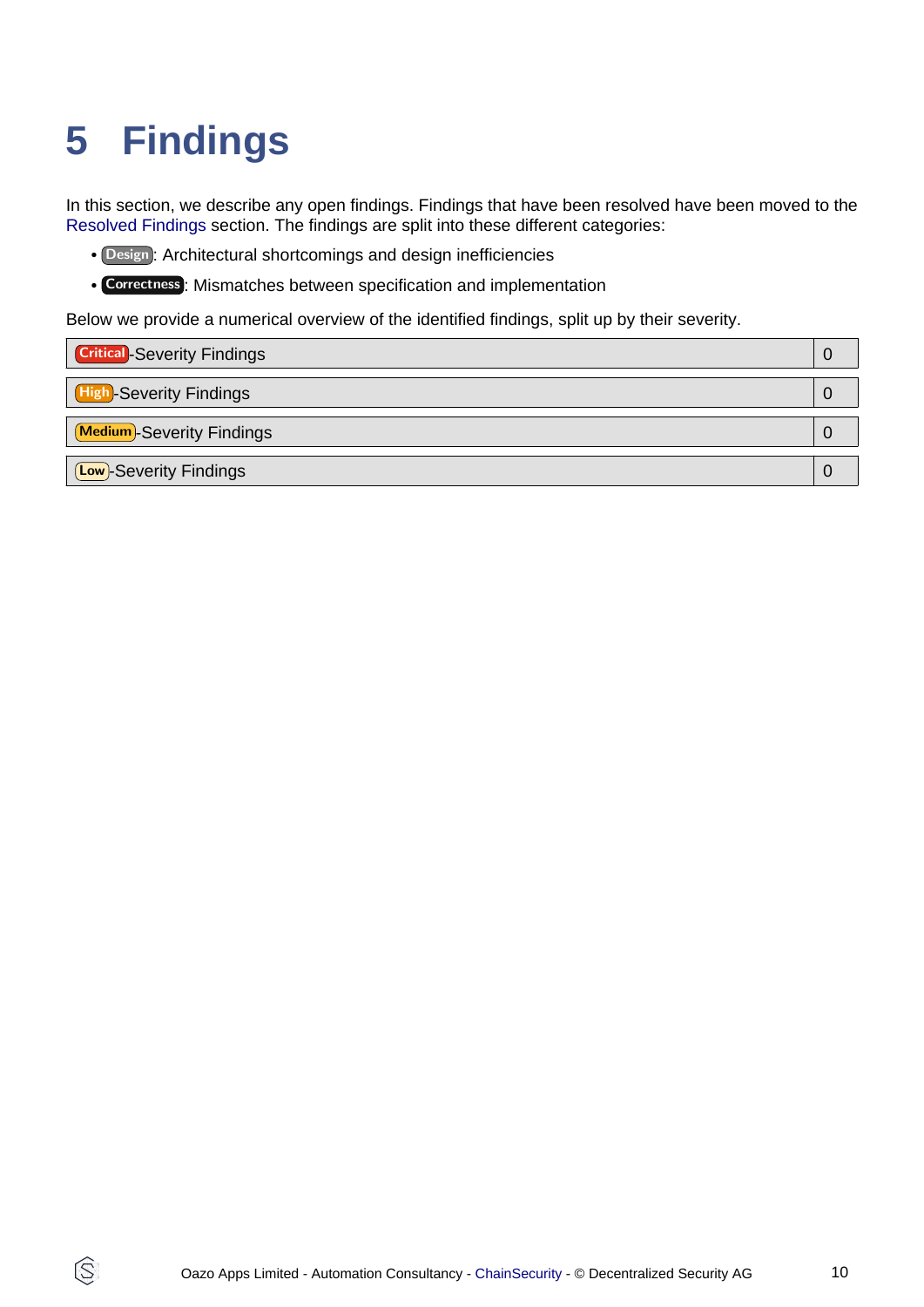# 5 Findings

In this section, we describe any open findings. Findings that have been resolved have been moved to the Resolved Findings section. The findings are split into these different categories:

- Design: Architectural shortcomings and design inefficiencies
- Correctness: Mismatches between specification and implementation

Below we provide a numerical overview of the identified findings, split up by their severity.

| | |
|---|---|
| Critical-Severity Findings | 0 |
| High-Severity Findings | 0 |
| Medium-Severity Findings | 0 |
| Low-Severity Findings | 0 |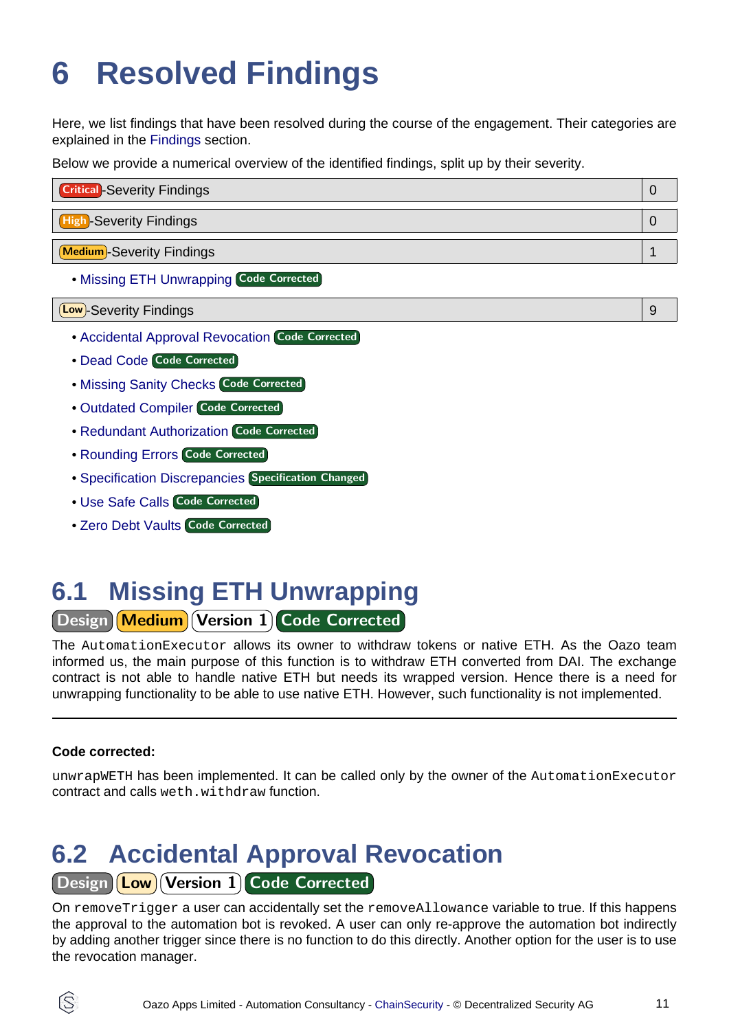# 6 Resolved Findings

Here, we list findings that have been resolved during the course of the engagement. Their categories are explained in the Findings section.

Below we provide a numerical overview of the identified findings, split up by their severity.

| Critical-Severity Findings | 0 |
|---|---|

| High-Severity Findings | 0 |
|---|---|

| Medium-Severity Findings | 1 |
|---|---|

- Missing ETH Unwrapping Code Corrected

| Low-Severity Findings | 9 |
|---|---|

- Accidental Approval Revocation Code Corrected
- Dead Code Code Corrected
- Missing Sanity Checks Code Corrected
- Outdated Compiler Code Corrected
- Redundant Authorization Code Corrected
- Rounding Errors Code Corrected
- Specification Discrepancies Specification Changed
- Use Safe Calls Code Corrected
- Zero Debt Vaults Code Corrected

## 6.1 Missing ETH Unwrapping

Design Medium Version 1 Code Corrected

The `AutomationExecutor` allows its owner to withdraw tokens or native ETH. As the Oazo team informed us, the main purpose of this function is to withdraw ETH converted from DAI. The exchange contract is not able to handle native ETH but needs its wrapped version. Hence there is a need for unwrapping functionality to be able to use native ETH. However, such functionality is not implemented.

---

**Code corrected:**

`unwrapWETH` has been implemented. It can be called only by the owner of the `AutomationExecutor` contract and calls `weth.withdraw` function.

## 6.2 Accidental Approval Revocation

Design Low Version 1 Code Corrected

On `removeTrigger` a user can accidentally set the `removeAllowance` variable to true. If this happens the approval to the automation bot is revoked. A user can only re-approve the automation bot indirectly by adding another trigger since there is no function to do this directly. Another option for the user is to use the revocation manager.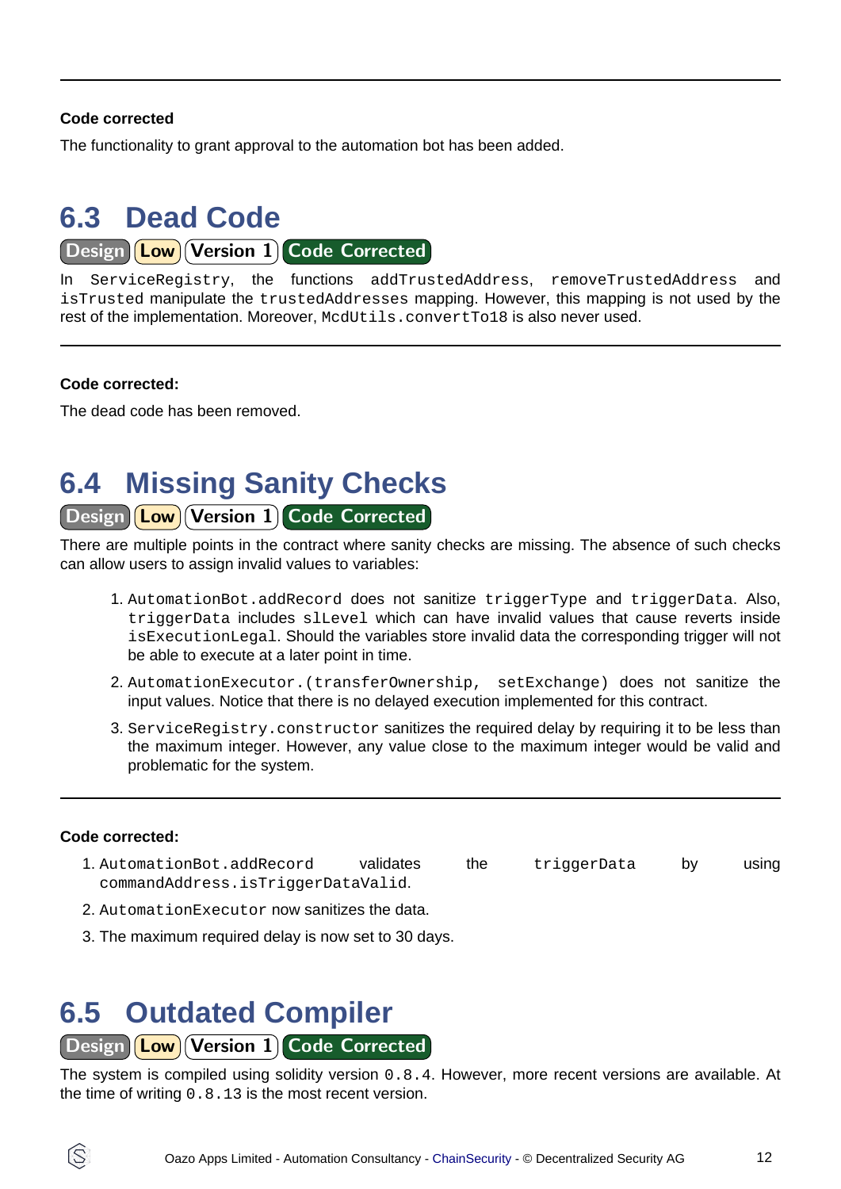**Code corrected**

The functionality to grant approval to the automation bot has been added.

## 6.3 Dead Code

Design | Low | Version 1 | Code Corrected

In `ServiceRegistry`, the functions `addTrustedAddress`, `removeTrustedAddress` and `isTrusted` manipulate the `trustedAddresses` mapping. However, this mapping is not used by the rest of the implementation. Moreover, `McdUtils.convertTo18` is also never used.

---

**Code corrected:**

The dead code has been removed.

## 6.4 Missing Sanity Checks

Design | Low | Version 1 | Code Corrected

There are multiple points in the contract where sanity checks are missing. The absence of such checks can allow users to assign invalid values to variables:

1. `AutomationBot.addRecord` does not sanitize `triggerType` and `triggerData`. Also, `triggerData` includes `slLevel` which can have invalid values that cause reverts inside `isExecutionLegal`. Should the variables store invalid data the corresponding trigger will not be able to execute at a later point in time.
2. `AutomationExecutor.(transferOwnership, setExchange)` does not sanitize the input values. Notice that there is no delayed execution implemented for this contract.
3. `ServiceRegistry.constructor` sanitizes the required delay by requiring it to be less than the maximum integer. However, any value close to the maximum integer would be valid and problematic for the system.

---

**Code corrected:**

1. `AutomationBot.addRecord` validates the `triggerData` by using `commandAddress.isTriggerDataValid`.
2. `AutomationExecutor` now sanitizes the data.
3. The maximum required delay is now set to 30 days.

## 6.5 Outdated Compiler

Design | Low | Version 1 | Code Corrected

The system is compiled using solidity version `0.8.4`. However, more recent versions are available. At the time of writing `0.8.13` is the most recent version.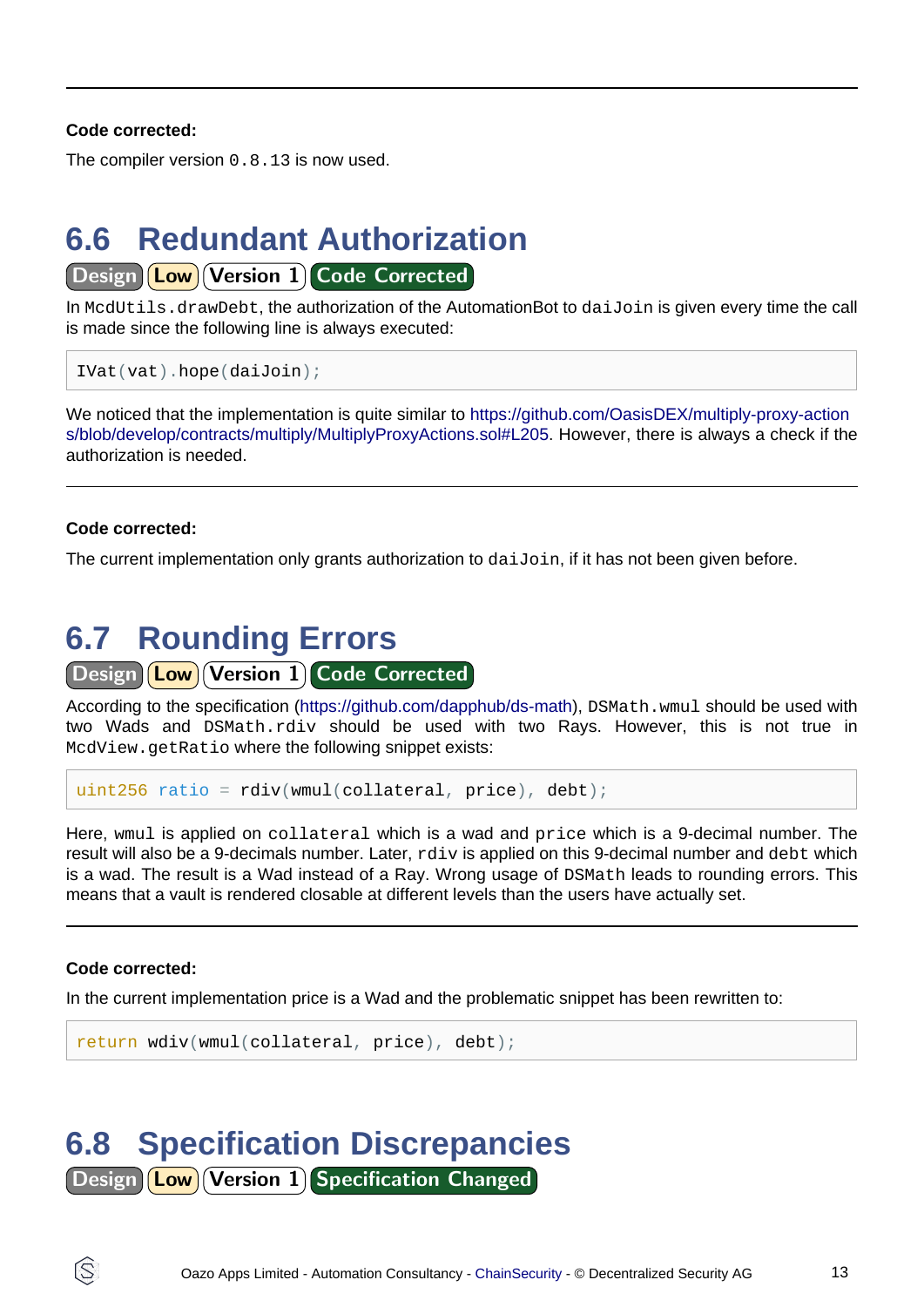**Code corrected:**

The compiler version `0.8.13` is now used.

## 6.6 Redundant Authorization

Design | Low | Version 1 | Code Corrected

In `McdUtils.drawDebt`, the authorization of the AutomationBot to `daiJoin` is given every time the call is made since the following line is always executed:

```
IVat(vat).hope(daiJoin);
```

We noticed that the implementation is quite similar to https://github.com/OasisDEX/multiply-proxy-actions/blob/develop/contracts/multiply/MultiplyProxyActions.sol#L205. However, there is always a check if the authorization is needed.

---

**Code corrected:**

The current implementation only grants authorization to `daiJoin`, if it has not been given before.

## 6.7 Rounding Errors

Design | Low | Version 1 | Code Corrected

According to the specification (https://github.com/dapphub/ds-math), `DSMath.wmul` should be used with two Wads and `DSMath.rdiv` should be used with two Rays. However, this is not true in `McdView.getRatio` where the following snippet exists:

```
uint256 ratio = rdiv(wmul(collateral, price), debt);
```

Here, `wmul` is applied on `collateral` which is a wad and `price` which is a 9-decimal number. The result will also be a 9-decimals number. Later, `rdiv` is applied on this 9-decimal number and `debt` which is a wad. The result is a Wad instead of a Ray. Wrong usage of `DSMath` leads to rounding errors. This means that a vault is rendered closable at different levels than the users have actually set.

---

**Code corrected:**

In the current implementation price is a Wad and the problematic snippet has been rewritten to:

```
return wdiv(wmul(collateral, price), debt);
```

## 6.8 Specification Discrepancies

Design | Low | Version 1 | Specification Changed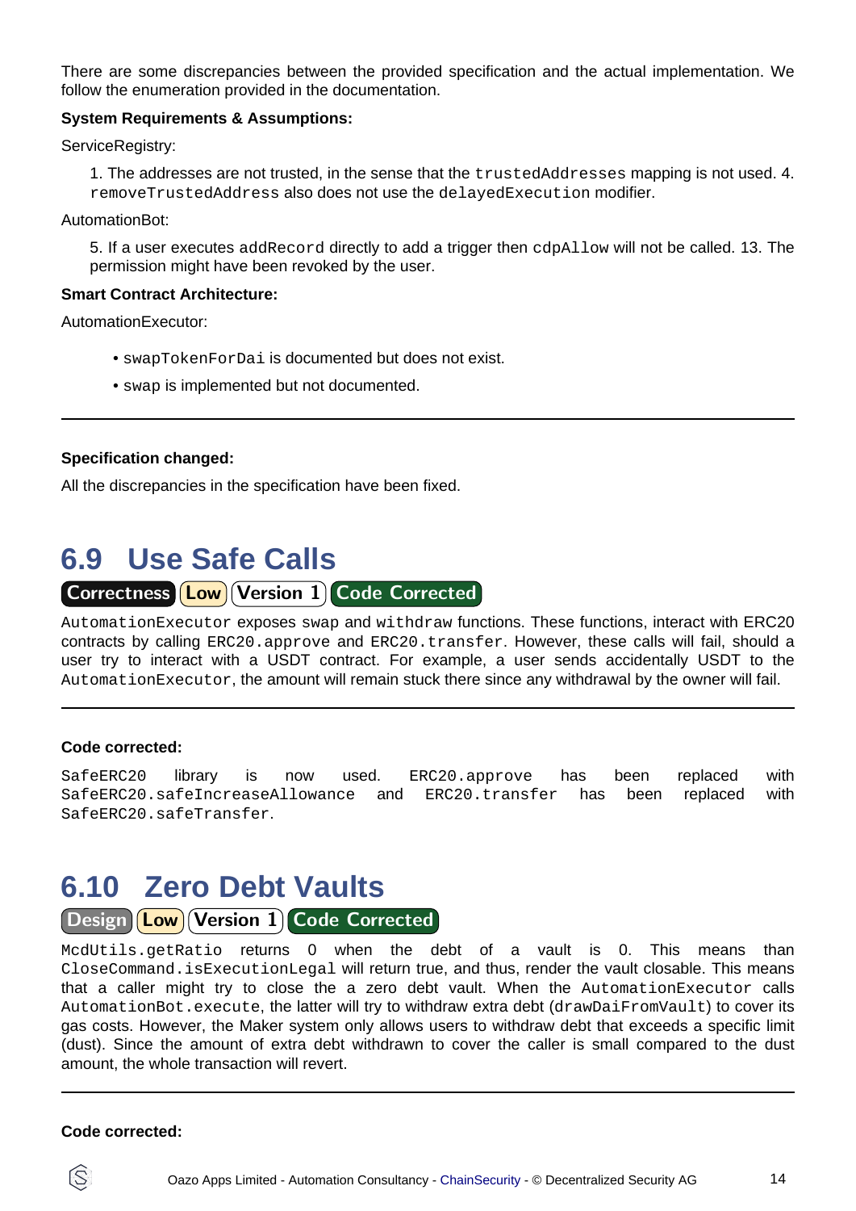There are some discrepancies between the provided specification and the actual implementation. We follow the enumeration provided in the documentation.

**System Requirements & Assumptions:**

ServiceRegistry:

> 1. The addresses are not trusted, in the sense that the `trustedAddresses` mapping is not used. 4. `removeTrustedAddress` also does not use the `delayedExecution` modifier.

AutomationBot:

> 5. If a user executes `addRecord` directly to add a trigger then `cdpAllow` will not be called. 13. The permission might have been revoked by the user.

**Smart Contract Architecture:**

AutomationExecutor:

- `swapTokenForDai` is documented but does not exist.
- `swap` is implemented but not documented.

---

**Specification changed:**

All the discrepancies in the specification have been fixed.

## 6.9 Use Safe Calls

Correctness | Low | Version 1 | Code Corrected

`AutomationExecutor` exposes `swap` and `withdraw` functions. These functions, interact with ERC20 contracts by calling `ERC20.approve` and `ERC20.transfer`. However, these calls will fail, should a user try to interact with a USDT contract. For example, a user sends accidentally USDT to the `AutomationExecutor`, the amount will remain stuck there since any withdrawal by the owner will fail.

---

**Code corrected:**

`SafeERC20` library is now used. `ERC20.approve` has been replaced with `SafeERC20.safeIncreaseAllowance` and `ERC20.transfer` has been replaced with `SafeERC20.safeTransfer`.

## 6.10 Zero Debt Vaults

Design | Low | Version 1 | Code Corrected

`McdUtils.getRatio` returns 0 when the debt of a vault is 0. This means than `CloseCommand.isExecutionLegal` will return true, and thus, render the vault closable. This means that a caller might try to close the a zero debt vault. When the `AutomationExecutor` calls `AutomationBot.execute`, the latter will try to withdraw extra debt (`drawDaiFromVault`) to cover its gas costs. However, the Maker system only allows users to withdraw debt that exceeds a specific limit (dust). Since the amount of extra debt withdrawn to cover the caller is small compared to the dust amount, the whole transaction will revert.

---

**Code corrected:**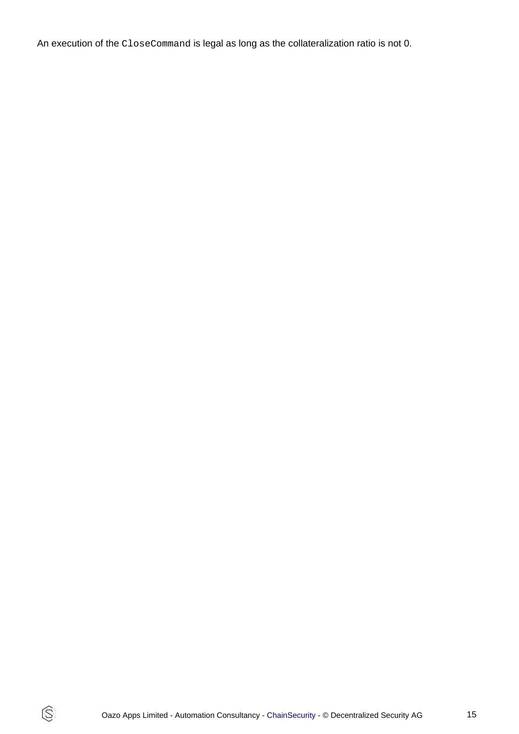An execution of the `CloseCommand` is legal as long as the collateralization ratio is not 0.